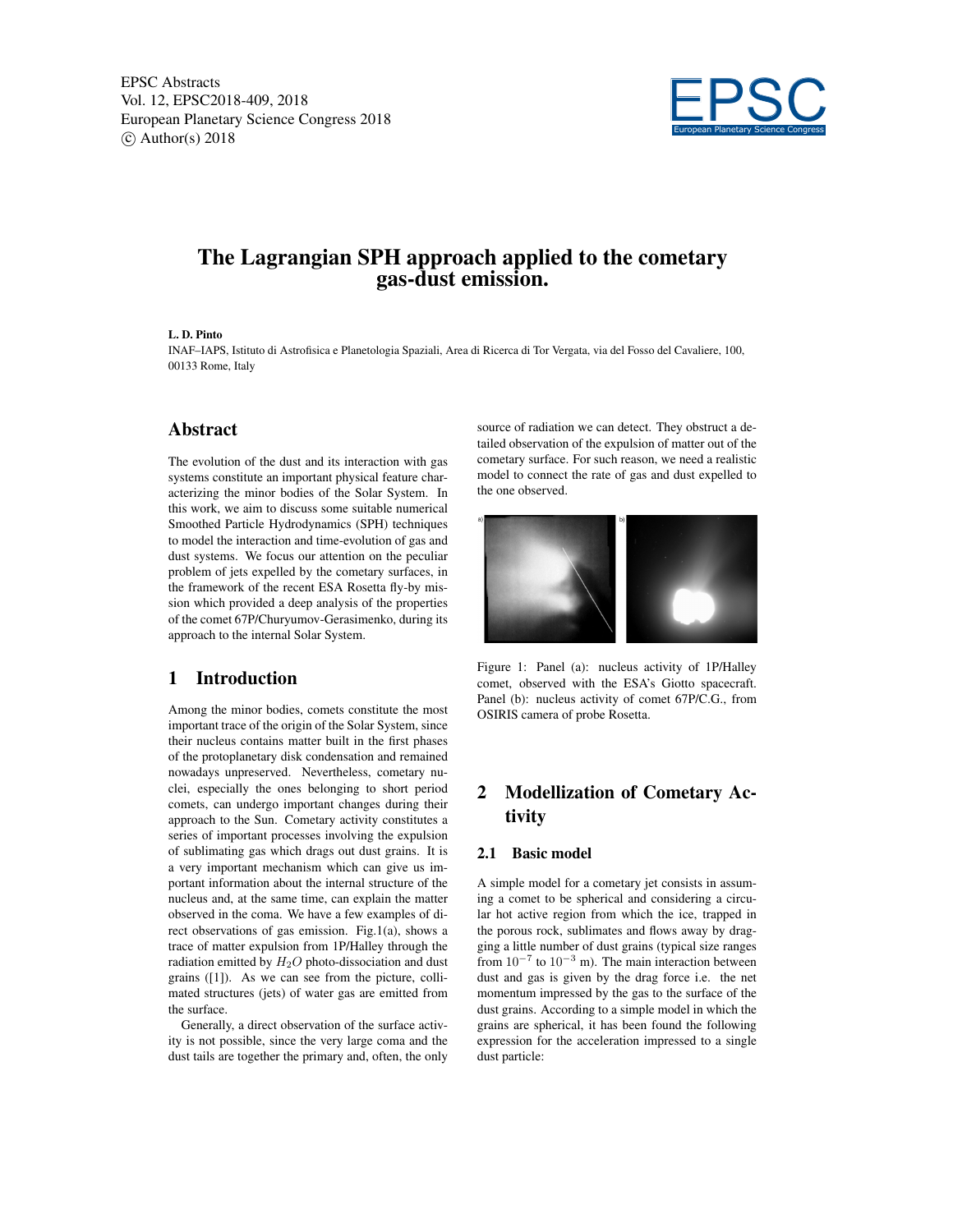# The Lagrangian SPH approach applied to the cometary gas-dust emission.

**L. D. Pinto**

INAF–IAPS, Istituto di Astrofisica e Planetologia Spaziali, Area di Ricerca di Tor Vergata, via del Fosso del Cavaliere, 100, 00133 Rome, Italy

## Abstract

The evolution of the dust and its interaction with gas systems constitute an important physical feature characterizing the minor bodies of the Solar System. In this work, we aim to discuss some suitable numerical Smoothed Particle Hydrodynamics (SPH) techniques to model the interaction and time-evolution of gas and dust systems. We focus our attention on the peculiar problem of jets expelled by the cometary surfaces, in the framework of the recent ESA Rosetta fly-by mission which provided a deep analysis of the properties of the comet 67P/Churyumov-Gerasimenko, during its approach to the internal Solar System.

## 1 Introduction

Among the minor bodies, comets constitute the most important trace of the origin of the Solar System, since their nucleus contains matter built in the first phases of the protoplanetary disk condensation and remained nowadays unpreserved. Nevertheless, cometary nuclei, especially the ones belonging to short period comets, can undergo important changes during their approach to the Sun. Cometary activity constitutes a series of important processes involving the expulsion of sublimating gas which drags out dust grains. It is a very important mechanism which can give us important information about the internal structure of the nucleus and, at the same time, can explain the matter observed in the coma. We have a few examples of direct observations of gas emission. Fig.1(a), shows a trace of matter expulsion from 1P/Halley through the radiation emitted by $H_2O$ photo-dissociation and dust grains ([1]). As we can see from the picture, collimated structures (jets) of water gas are emitted from the surface.

Generally, a direct observation of the surface activity is not possible, since the very large coma and the dust tails are together the primary and, often, the only source of radiation we can detect. They obstruct a detailed observation of the expulsion of matter out of the cometary surface. For such reason, we need a realistic model to connect the rate of gas and dust expelled to the one observed.

Figure 1: Panel (a): nucleus activity of 1P/Halley comet, observed with the ESA's Giotto spacecraft. Panel (b): nucleus activity of comet 67P/C.G., from OSIRIS camera of probe Rosetta.

## 2 Modellization of Cometary Activity

### 2.1 Basic model

A simple model for a cometary jet consists in assuming a comet to be spherical and considering a circular hot active region from which the ice, trapped in the porous rock, sublimates and flows away by dragging a little number of dust grains (typical size ranges from $10^{-7}$ to $10^{-3}$ m). The main interaction between dust and gas is given by the drag force i.e. the net momentum impressed by the gas to the surface of the dust grains. According to a simple model in which the grains are spherical, it has been found the following expression for the acceleration impressed to a single dust particle: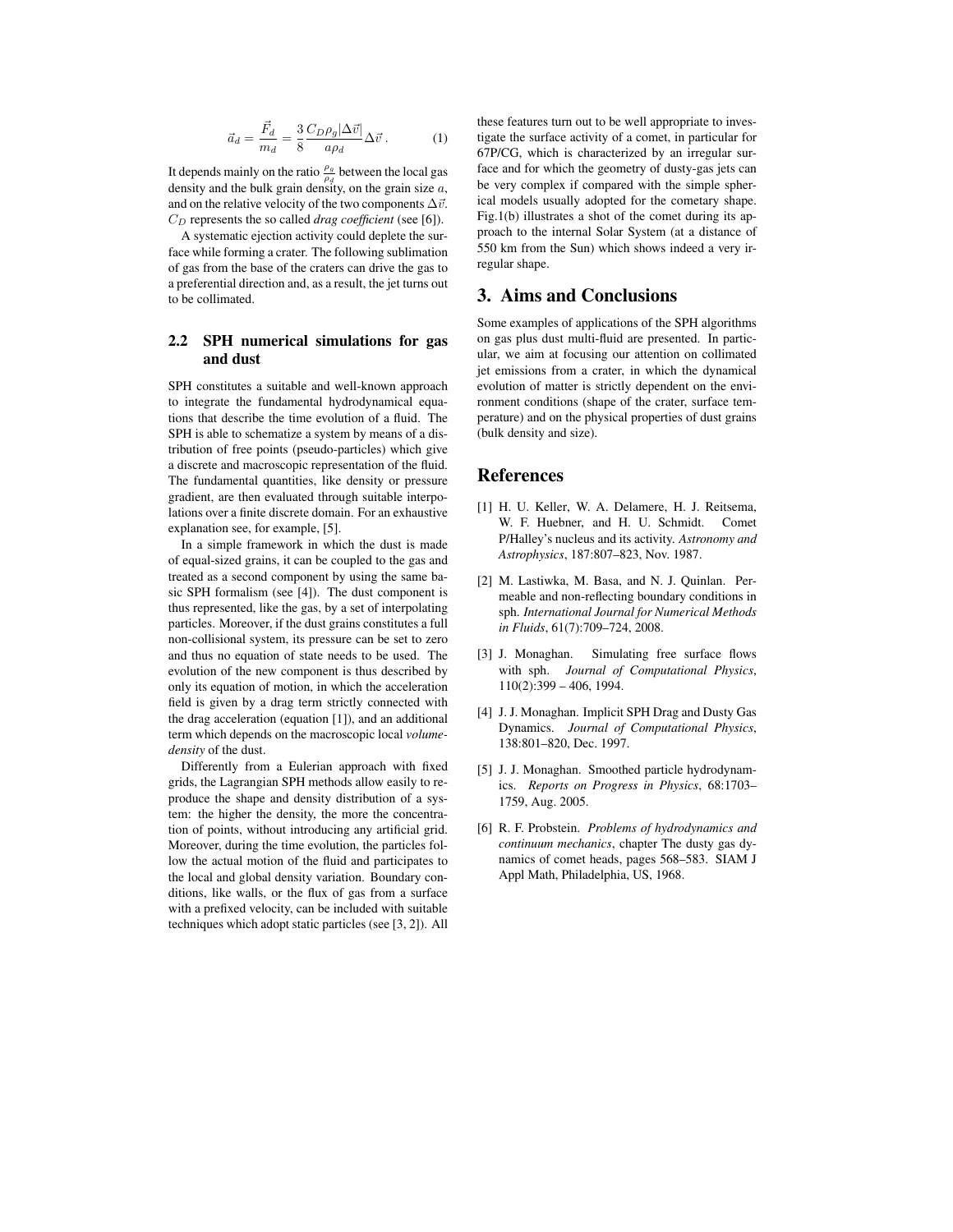$$\vec{a}_d = \frac{\vec{F}_d}{m_d} = \frac{3}{8}\frac{C_D \rho_g |\Delta\vec{v}|}{a\rho_d}\Delta\vec{v}\,. \qquad (1)$$

It depends mainly on the ratio $\frac{\rho_g}{\rho_d}$ between the local gas density and the bulk grain density, on the grain size $a$, and on the relative velocity of the two components $\Delta\vec{v}$. $C_D$ represents the so called *drag coefficient* (see [6]).

A systematic ejection activity could deplete the surface while forming a crater. The following sublimation of gas from the base of the craters can drive the gas to a preferential direction and, as a result, the jet turns out to be collimated.

### 2.2 SPH numerical simulations for gas and dust

SPH constitutes a suitable and well-known approach to integrate the fundamental hydrodynamical equations that describe the time evolution of a fluid. The SPH is able to schematize a system by means of a distribution of free points (pseudo-particles) which give a discrete and macroscopic representation of the fluid. The fundamental quantities, like density or pressure gradient, are then evaluated through suitable interpolations over a finite discrete domain. For an exhaustive explanation see, for example, [5].

In a simple framework in which the dust is made of equal-sized grains, it can be coupled to the gas and treated as a second component by using the same basic SPH formalism (see [4]). The dust component is thus represented, like the gas, by a set of interpolating particles. Moreover, if the dust grains constitutes a full non-collisional system, its pressure can be set to zero and thus no equation of state needs to be used. The evolution of the new component is thus described by only its equation of motion, in which the acceleration field is given by a drag term strictly connected with the drag acceleration (equation [1]), and an additional term which depends on the macroscopic local *volume-density* of the dust.

Differently from a Eulerian approach with fixed grids, the Lagrangian SPH methods allow easily to reproduce the shape and density distribution of a system: the higher the density, the more the concentration of points, without introducing any artificial grid. Moreover, during the time evolution, the particles follow the actual motion of the fluid and participates to the local and global density variation. Boundary conditions, like walls, or the flux of gas from a surface with a prefixed velocity, can be included with suitable techniques which adopt static particles (see [3, 2]). All these features turn out to be well appropriate to investigate the surface activity of a comet, in particular for 67P/CG, which is characterized by an irregular surface and for which the geometry of dusty-gas jets can be very complex if compared with the simple spherical models usually adopted for the cometary shape. Fig.1(b) illustrates a shot of the comet during its approach to the internal Solar System (at a distance of 550 km from the Sun) which shows indeed a very irregular shape.

## 3. Aims and Conclusions

Some examples of applications of the SPH algorithms on gas plus dust multi-fluid are presented. In particular, we aim at focusing our attention on collimated jet emissions from a crater, in which the dynamical evolution of matter is strictly dependent on the environment conditions (shape of the crater, surface temperature) and on the physical properties of dust grains (bulk density and size).

## References

[1] H. U. Keller, W. A. Delamere, H. J. Reitsema, W. F. Huebner, and H. U. Schmidt. Comet P/Halley's nucleus and its activity. *Astronomy and Astrophysics*, 187:807–823, Nov. 1987.

[2] M. Lastiwka, M. Basa, and N. J. Quinlan. Permeable and non-reflecting boundary conditions in sph. *International Journal for Numerical Methods in Fluids*, 61(7):709–724, 2008.

[3] J. Monaghan. Simulating free surface flows with sph. *Journal of Computational Physics*, 110(2):399 – 406, 1994.

[4] J. J. Monaghan. Implicit SPH Drag and Dusty Gas Dynamics. *Journal of Computational Physics*, 138:801–820, Dec. 1997.

[5] J. J. Monaghan. Smoothed particle hydrodynamics. *Reports on Progress in Physics*, 68:1703–1759, Aug. 2005.

[6] R. F. Probstein. *Problems of hydrodynamics and continuum mechanics*, chapter The dusty gas dynamics of comet heads, pages 568–583. SIAM J Appl Math, Philadelphia, US, 1968.